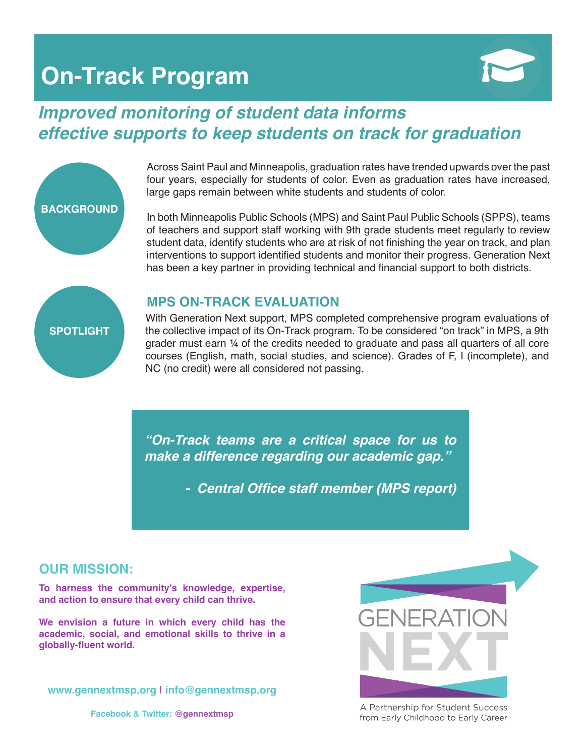# On-Track Program

## *Improved monitoring of student data informs effective supports to keep students on track for graduation*

**BACKGROUND**

Across Saint Paul and Minneapolis, graduation rates have trended upwards over the past four years, especially for students of color. Even as graduation rates have increased, large gaps remain between white students and students of color.

In both Minneapolis Public Schools (MPS) and Saint Paul Public Schools (SPPS), teams of teachers and support staff working with 9th grade students meet regularly to review student data, identify students who are at risk of not finishing the year on track, and plan interventions to support identified students and monitor their progress. Generation Next has been a key partner in providing technical and financial support to both districts.

**SPOTLIGHT**

### MPS ON-TRACK EVALUATION

With Generation Next support, MPS completed comprehensive program evaluations of the collective impact of its On-Track program. To be considered "on track" in MPS, a 9th grader must earn ¼ of the credits needed to graduate and pass all quarters of all core courses (English, math, social studies, and science). Grades of F, I (incomplete), and NC (no credit) were all considered not passing.

> ***"On-Track teams are a critical space for us to make a difference regarding our academic gap."***
>
> ***- Central Office staff member (MPS report)***

### OUR MISSION:

**To harness the community's knowledge, expertise, and action to ensure that every child can thrive.**

**We envision a future in which every child has the academic, social, and emotional skills to thrive in a globally-fluent world.**

**www.gennextmsp.org | info@gennextmsp.org**

**Facebook & Twitter: @gennextmsp**

GENERATION NEXT

A Partnership for Student Success from Early Childhood to Early Career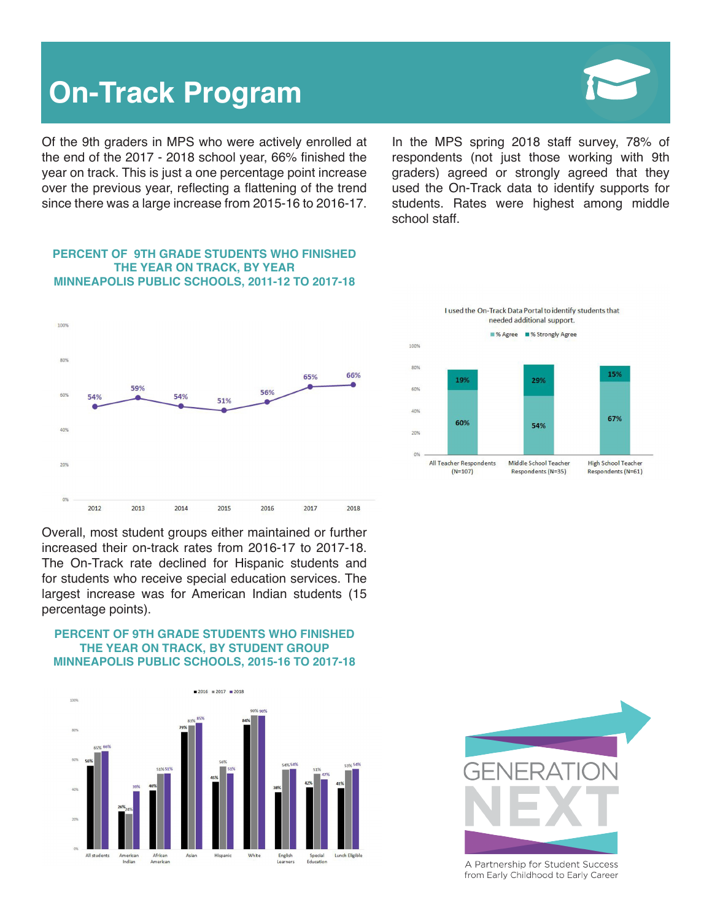# On-Track Program

Of the 9th graders in MPS who were actively enrolled at the end of the 2017 - 2018 school year, 66% finished the year on track. This is just a one percentage point increase over the previous year, reflecting a flattening of the trend since there was a large increase from 2015-16 to 2016-17.

In the MPS spring 2018 staff survey, 78% of respondents (not just those working with 9th graders) agreed or strongly agreed that they used the On-Track data to identify supports for students. Rates were highest among middle school staff.

### PERCENT OF 9TH GRADE STUDENTS WHO FINISHED THE YEAR ON TRACK, BY YEAR MINNEAPOLIS PUBLIC SCHOOLS, 2011-12 TO 2017-18

100%
80%
60%
40%
20%
0%

54% 59% 54% 51% 56% 65% 66%

2012 2013 2014 2015 2016 2017 2018

I used the On-Track Data Portal to identify students that needed additional support.

% Agree
% Strongly Agree

100%
80%
60%
40%
20%
0%

All Teacher Respondents (N=107): 60%, 19%
Middle School Teacher Respondents (N=35): 54%, 29%
High School Teacher Respondents (N=61): 67%, 15%

Overall, most student groups either maintained or further increased their on-track rates from 2016-17 to 2017-18. The On-Track rate declined for Hispanic students and for students who receive special education services. The largest increase was for American Indian students (15 percentage points).

### PERCENT OF 9TH GRADE STUDENTS WHO FINISHED THE YEAR ON TRACK, BY STUDENT GROUP MINNEAPOLIS PUBLIC SCHOOLS, 2015-16 TO 2017-18

2016 2017 2018

100%
80%
60%
40%
20%
0%

All students: 56% 65% 66%
American Indian: 26% 24% 39%
African American: 40% 51% 51%
Asian: 79% 83% 85%
Hispanic: 45% 56% 51%
White: 84% 90% 90%
English Learners: 38% 54% 54%
Special Education: 42% 51% 47%
Lunch Eligible: 41% 53% 54%

GENERATION NEXT

A Partnership for Student Success from Early Childhood to Early Career